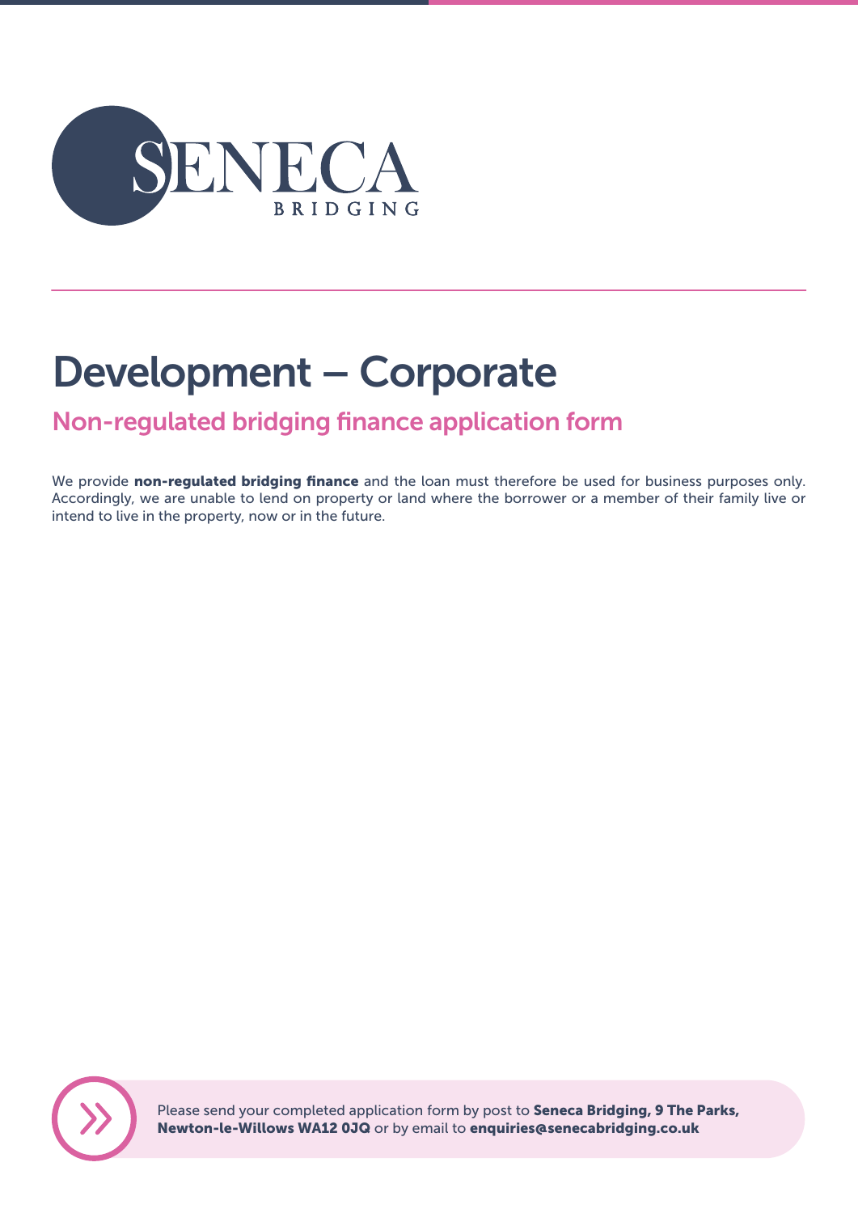SENECA BRIDGING

# Development – Corporate

## Non-regulated bridging finance application form

We provide **non-regulated bridging finance** and the loan must therefore be used for business purposes only. Accordingly, we are unable to lend on property or land where the borrower or a member of their family live or intend to live in the property, now or in the future.

Please send your completed application form by post to **Seneca Bridging, 9 The Parks, Newton-le-Willows WA12 0JQ** or by email to **enquiries@senecabridging.co.uk**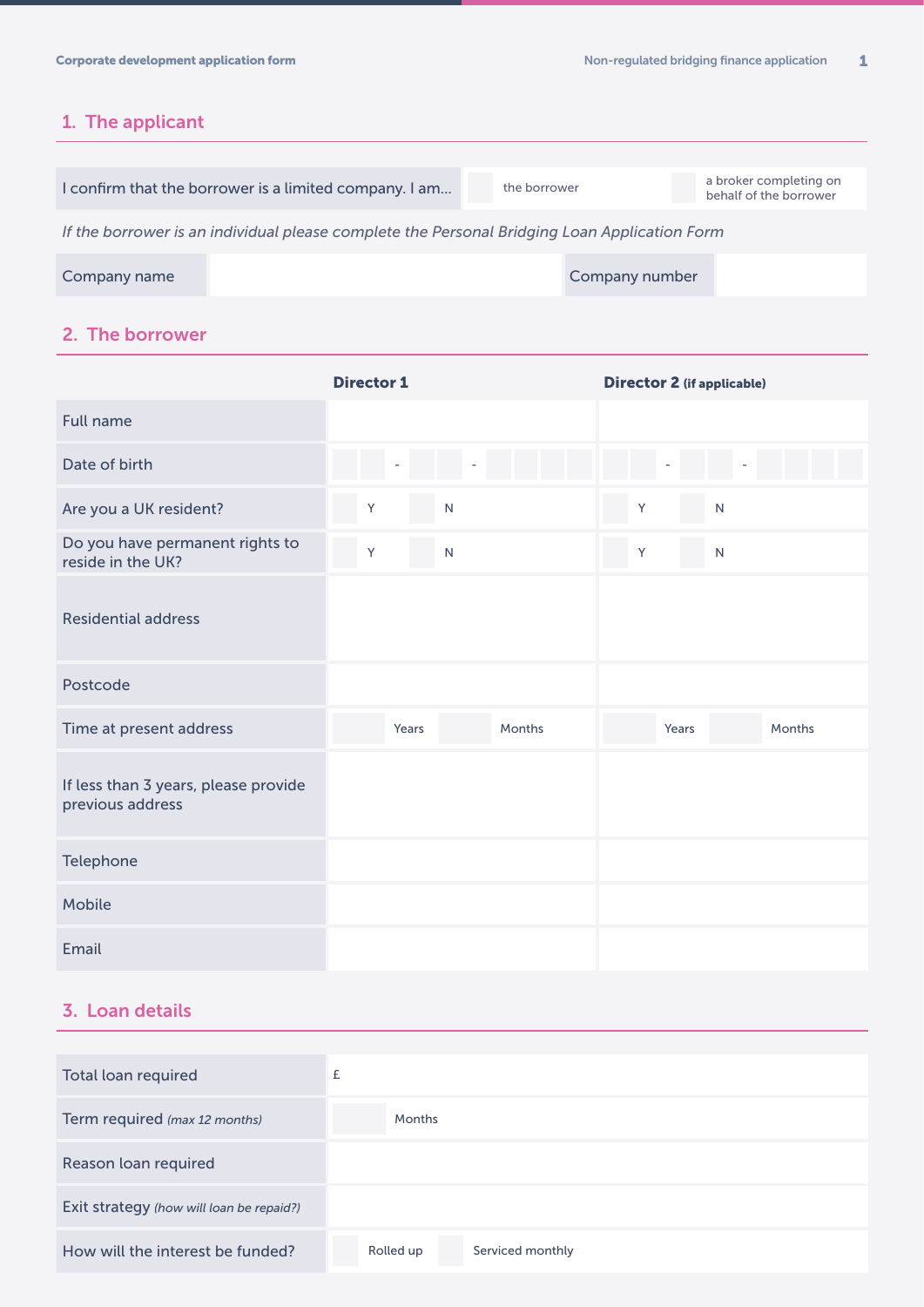## 1. The applicant

| I confirm that the borrower is a limited company. I am... | ☐ the borrower | ☐ a broker completing on behalf of the borrower |
|---|---|---|

*If the borrower is an individual please complete the Personal Bridging Loan Application Form*

| Company name | | Company number | |
|---|---|---|---|

## 2. The borrower

| | Director 1 | Director 2 (if applicable) |
|---|---|---|
| Full name | | |
| Date of birth | __ __ - __ __ - __ __ __ __ | __ __ - __ __ - __ __ __ __ |
| Are you a UK resident? | ☐ Y ☐ N | ☐ Y ☐ N |
| Do you have permanent rights to reside in the UK? | ☐ Y ☐ N | ☐ Y ☐ N |
| Residential address | | |
| Postcode | | |
| Time at present address | Years Months | Years Months |
| If less than 3 years, please provide previous address | | |
| Telephone | | |
| Mobile | | |
| Email | | |

## 3. Loan details

| | |
|---|---|
| Total loan required | £ |
| Term required *(max 12 months)* | Months |
| Reason loan required | |
| Exit strategy *(how will loan be repaid?)* | |
| How will the interest be funded? | ☐ Rolled up ☐ Serviced monthly |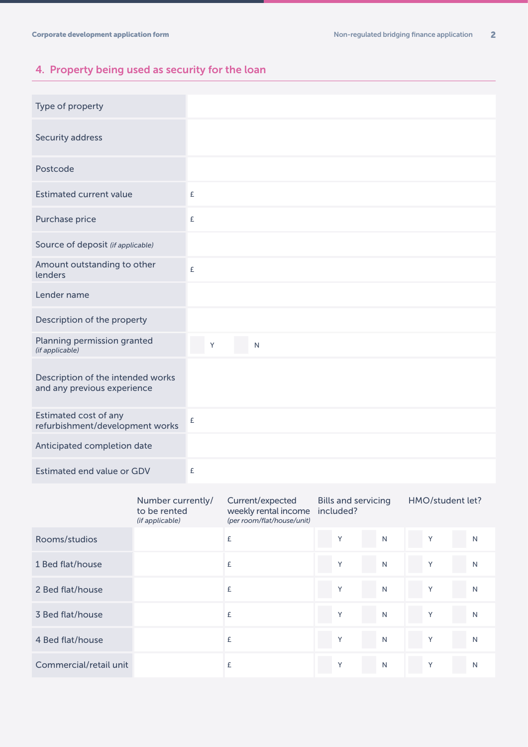## 4. Property being used as security for the loan

| | |
|---|---|
| Type of property | |
| Security address | |
| Postcode | |
| Estimated current value | £ |
| Purchase price | £ |
| Source of deposit *(if applicable)* | |
| Amount outstanding to other lenders | £ |
| Lender name | |
| Description of the property | |
| Planning permission granted *(if applicable)* | Y N |
| Description of the intended works and any previous experience | |
| Estimated cost of any refurbishment/development works | £ |
| Anticipated completion date | |
| Estimated end value or GDV | £ |

| | Number currently/ to be rented *(if applicable)* | Current/expected weekly rental income *(per room/flat/house/unit)* | Bills and servicing included? | HMO/student let? |
|---|---|---|---|---|
| Rooms/studios | | £ | Y N | Y N |
| 1 Bed flat/house | | £ | Y N | Y N |
| 2 Bed flat/house | | £ | Y N | Y N |
| 3 Bed flat/house | | £ | Y N | Y N |
| 4 Bed flat/house | | £ | Y N | Y N |
| Commercial/retail unit | | £ | Y N | Y N |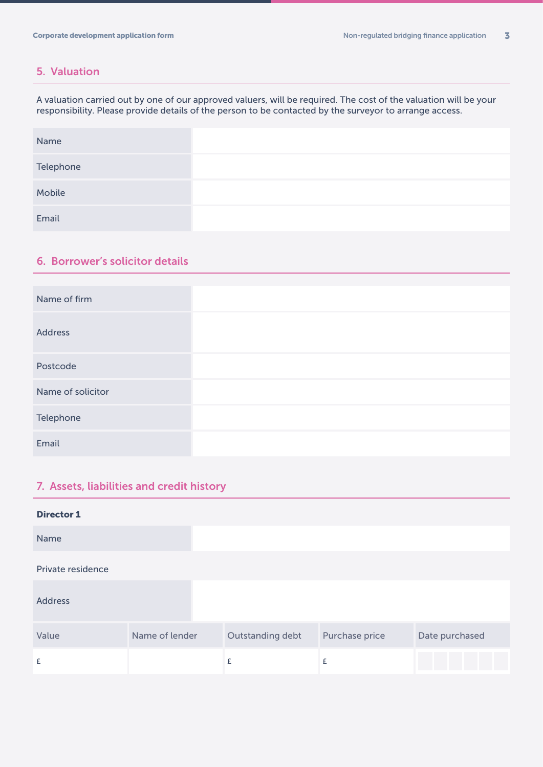## 5. Valuation

A valuation carried out by one of our approved valuers, will be required. The cost of the valuation will be your responsibility. Please provide details of the person to be contacted by the surveyor to arrange access.

| Name | |
|---|---|
| Telephone | |
| Mobile | |
| Email | |

## 6. Borrower's solicitor details

| Name of firm | |
|---|---|
| Address | |
| Postcode | |
| Name of solicitor | |
| Telephone | |
| Email | |

## 7. Assets, liabilities and credit history

**Director 1**

| Name | |
|---|---|

Private residence

| Address | |
|---|---|

| Value | Name of lender | Outstanding debt | Purchase price | Date purchased |
|---|---|---|---|---|
| £ | | £ | £ | |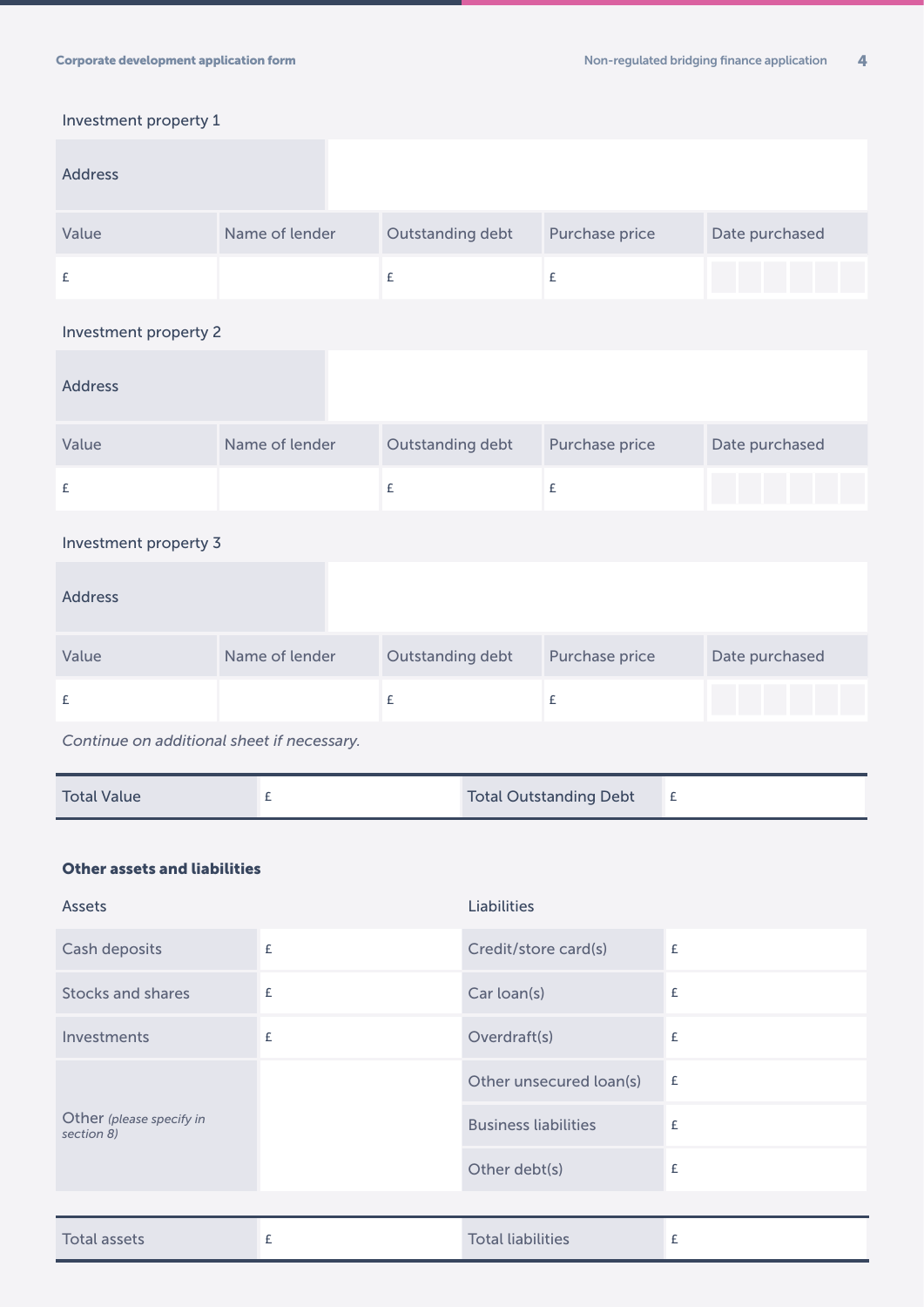Investment property 1

| Address | | | | |
|---|---|---|---|---|
| **Value** | **Name of lender** | **Outstanding debt** | **Purchase price** | **Date purchased** |
| £ | | £ | £ | |

Investment property 2

| Address | | | | |
|---|---|---|---|---|
| **Value** | **Name of lender** | **Outstanding debt** | **Purchase price** | **Date purchased** |
| £ | | £ | £ | |

Investment property 3

| Address | | | | |
|---|---|---|---|---|
| **Value** | **Name of lender** | **Outstanding debt** | **Purchase price** | **Date purchased** |
| £ | | £ | £ | |

*Continue on additional sheet if necessary.*

| Total Value | £ | Total Outstanding Debt | £ |
|---|---|---|---|

**Other assets and liabilities**

| Assets | | Liabilities | |
|---|---|---|---|
| Cash deposits | £ | Credit/store card(s) | £ |
| Stocks and shares | £ | Car loan(s) | £ |
| Investments | £ | Overdraft(s) | £ |
| Other *(please specify in section 8)* | | Other unsecured loan(s) | £ |
| | | Business liabilities | £ |
| | | Other debt(s) | £ |

| Total assets | £ | Total liabilities | £ |
|---|---|---|---|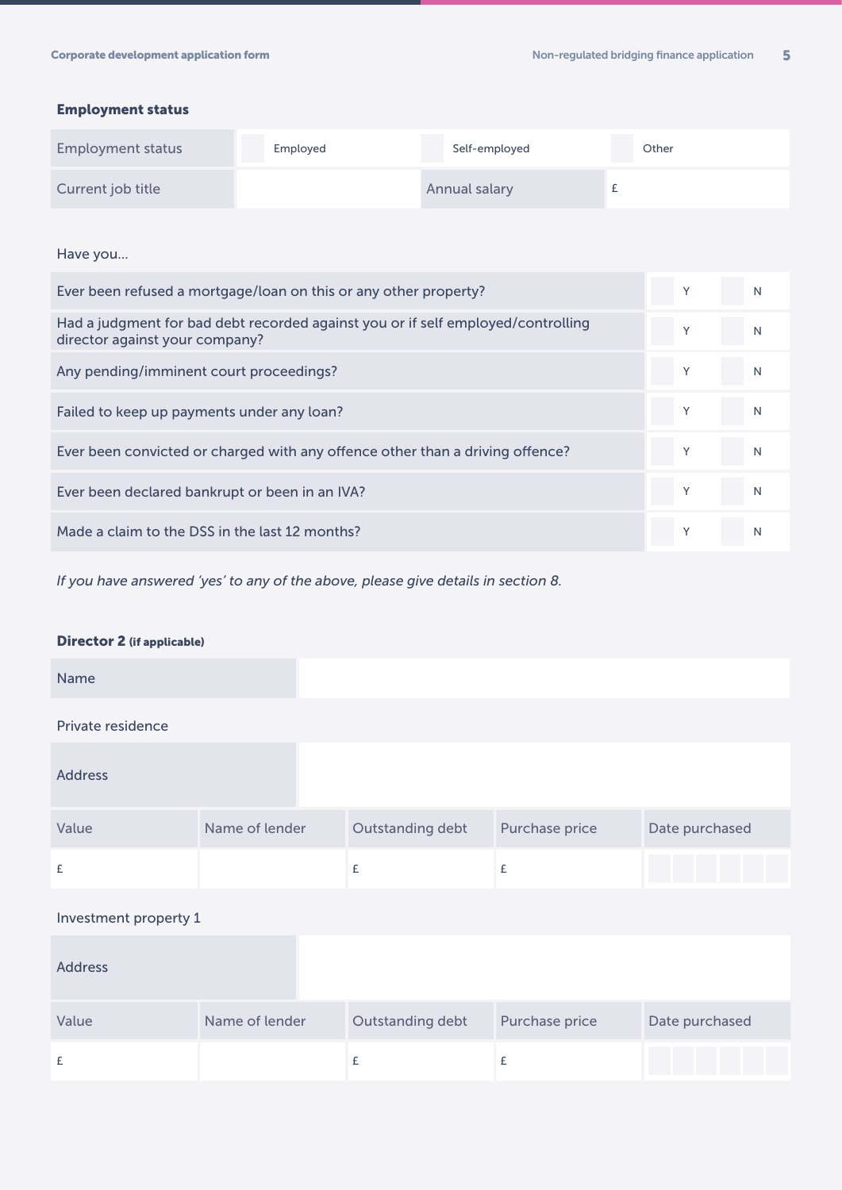### Employment status

| Employment status | ☐ Employed | ☐ Self-employed | ☐ Other |
|---|---|---|---|
| Current job title | | Annual salary | £ |

Have you...

| | | |
|---|---|---|
| Ever been refused a mortgage/loan on this or any other property? | ☐ Y | ☐ N |
| Had a judgment for bad debt recorded against you or if self employed/controlling director against your company? | ☐ Y | ☐ N |
| Any pending/imminent court proceedings? | ☐ Y | ☐ N |
| Failed to keep up payments under any loan? | ☐ Y | ☐ N |
| Ever been convicted or charged with any offence other than a driving offence? | ☐ Y | ☐ N |
| Ever been declared bankrupt or been in an IVA? | ☐ Y | ☐ N |
| Made a claim to the DSS in the last 12 months? | ☐ Y | ☐ N |

*If you have answered 'yes' to any of the above, please give details in section 8.*

### Director 2 (if applicable)

| Name | |
|---|---|

Private residence

| Address | |
|---|---|

| Value | Name of lender | Outstanding debt | Purchase price | Date purchased |
|---|---|---|---|---|
| £ | | £ | £ | |

Investment property 1

| Address | |
|---|---|

| Value | Name of lender | Outstanding debt | Purchase price | Date purchased |
|---|---|---|---|---|
| £ | | £ | £ | |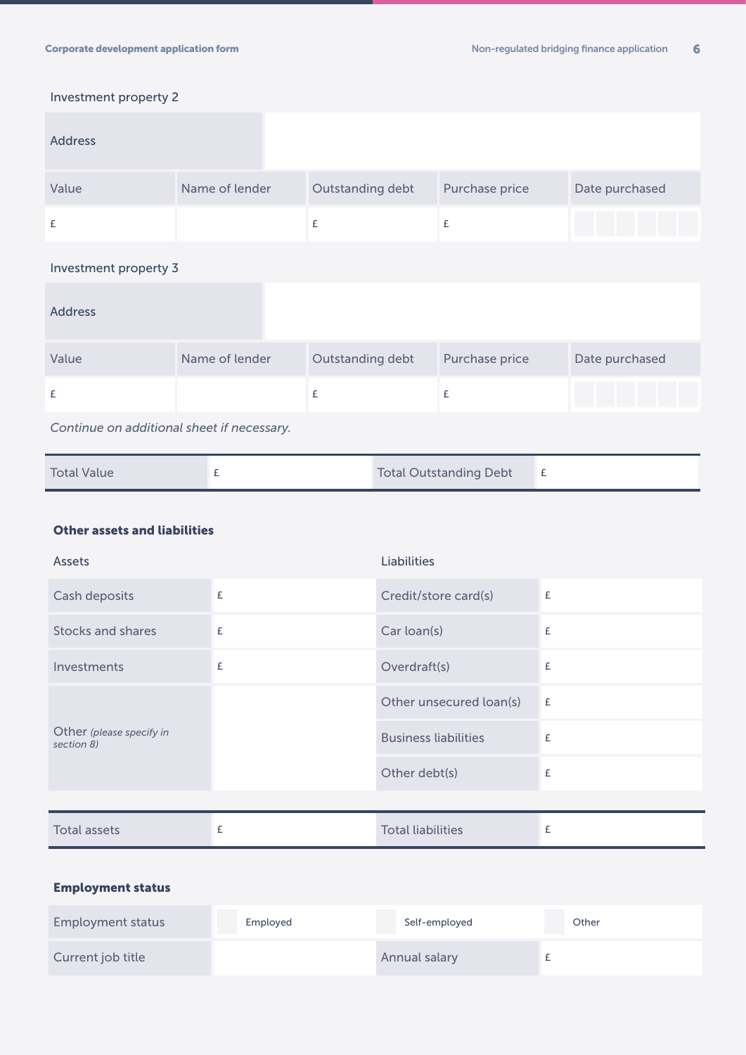Investment property 2

| Address | | | | |
|---|---|---|---|---|
| Value | Name of lender | Outstanding debt | Purchase price | Date purchased |
| £ | | £ | £ | |

Investment property 3

| Address | | | | |
|---|---|---|---|---|
| Value | Name of lender | Outstanding debt | Purchase price | Date purchased |
| £ | | £ | £ | |

*Continue on additional sheet if necessary.*

| Total Value | £ | Total Outstanding Debt | £ |
|---|---|---|---|

### Other assets and liabilities

| Assets | | Liabilities | |
|---|---|---|---|
| Cash deposits | £ | Credit/store card(s) | £ |
| Stocks and shares | £ | Car loan(s) | £ |
| Investments | £ | Overdraft(s) | £ |
| Other *(please specify in section 8)* | | Other unsecured loan(s) | £ |
| | | Business liabilities | £ |
| | | Other debt(s) | £ |

| Total assets | £ | Total liabilities | £ |
|---|---|---|---|

### Employment status

| Employment status | Employed | Self-employed | Other |
|---|---|---|---|
| Current job title | | Annual salary | £ |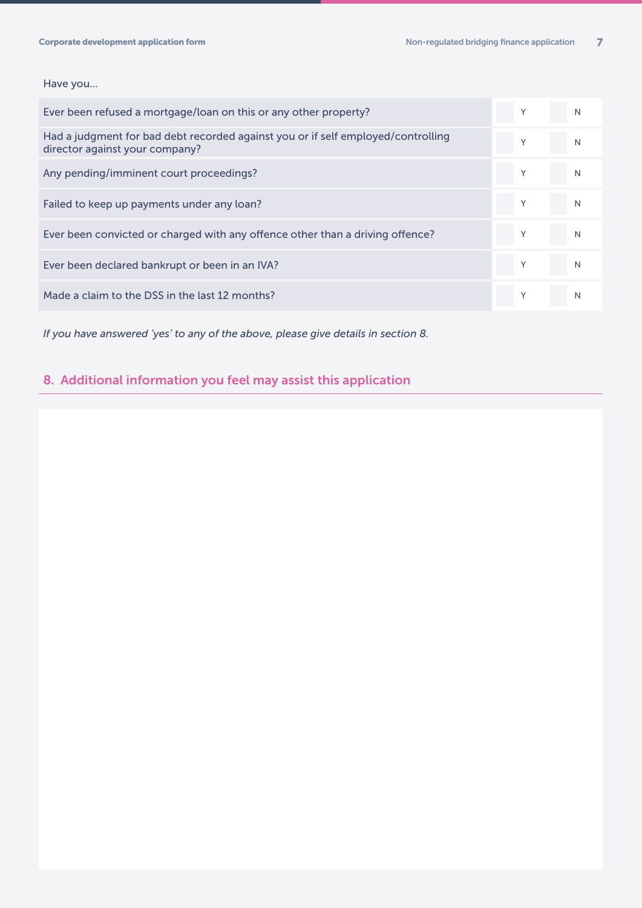Have you...

| | Y | N |
|---|---|---|
| Ever been refused a mortgage/loan on this or any other property? | Y | N |
| Had a judgment for bad debt recorded against you or if self employed/controlling director against your company? | Y | N |
| Any pending/imminent court proceedings? | Y | N |
| Failed to keep up payments under any loan? | Y | N |
| Ever been convicted or charged with any offence other than a driving offence? | Y | N |
| Ever been declared bankrupt or been in an IVA? | Y | N |
| Made a claim to the DSS in the last 12 months? | Y | N |

*If you have answered 'yes' to any of the above, please give details in section 8.*

## 8. Additional information you feel may assist this application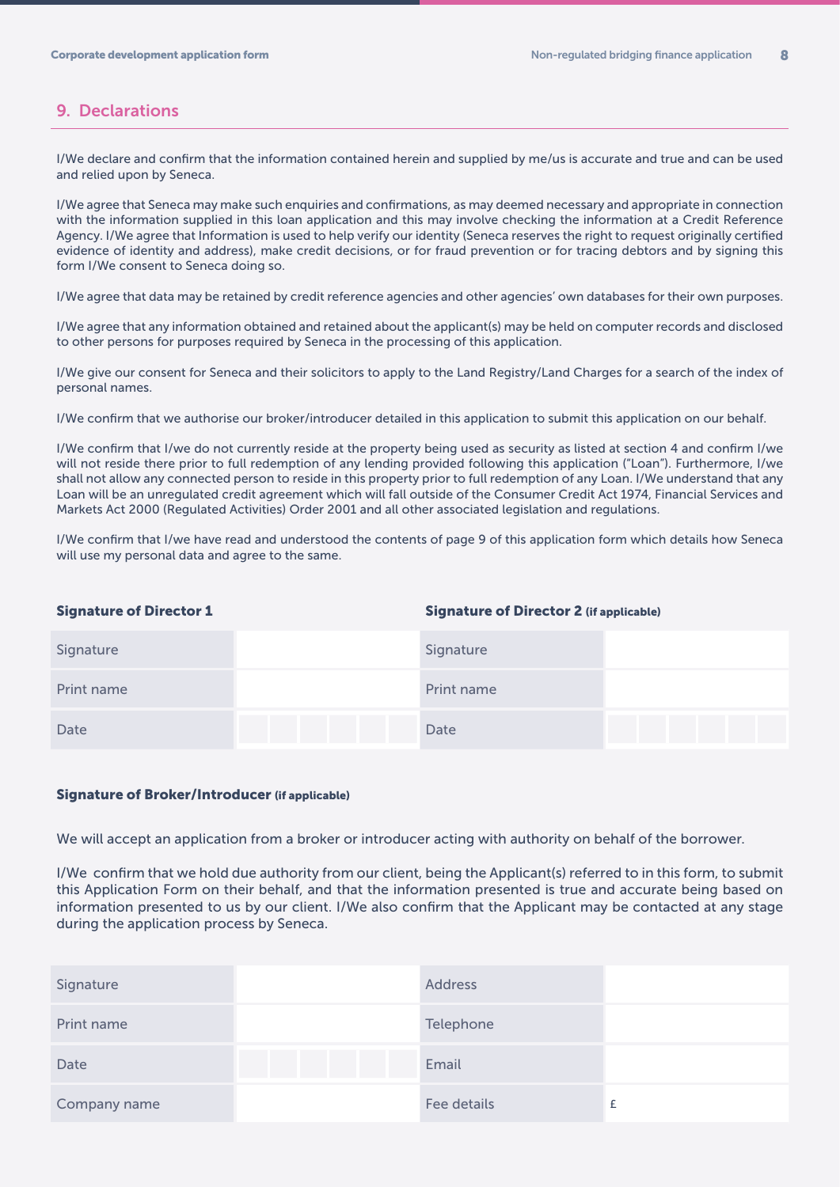## 9. Declarations

I/We declare and confirm that the information contained herein and supplied by me/us is accurate and true and can be used and relied upon by Seneca.

I/We agree that Seneca may make such enquiries and confirmations, as may deemed necessary and appropriate in connection with the information supplied in this loan application and this may involve checking the information at a Credit Reference Agency. I/We agree that Information is used to help verify our identity (Seneca reserves the right to request originally certified evidence of identity and address), make credit decisions, or for fraud prevention or for tracing debtors and by signing this form I/We consent to Seneca doing so.

I/We agree that data may be retained by credit reference agencies and other agencies' own databases for their own purposes.

I/We agree that any information obtained and retained about the applicant(s) may be held on computer records and disclosed to other persons for purposes required by Seneca in the processing of this application.

I/We give our consent for Seneca and their solicitors to apply to the Land Registry/Land Charges for a search of the index of personal names.

I/We confirm that we authorise our broker/introducer detailed in this application to submit this application on our behalf.

I/We confirm that I/we do not currently reside at the property being used as security as listed at section 4 and confirm I/we will not reside there prior to full redemption of any lending provided following this application ("Loan"). Furthermore, I/we shall not allow any connected person to reside in this property prior to full redemption of any Loan. I/We understand that any Loan will be an unregulated credit agreement which will fall outside of the Consumer Credit Act 1974, Financial Services and Markets Act 2000 (Regulated Activities) Order 2001 and all other associated legislation and regulations.

I/We confirm that I/we have read and understood the contents of page 9 of this application form which details how Seneca will use my personal data and agree to the same.

| **Signature of Director 1** | | **Signature of Director 2** (if applicable) | |
|---|---|---|---|
| Signature | | Signature | |
| Print name | | Print name | |
| Date | | Date | |

**Signature of Broker/Introducer** (if applicable)

We will accept an application from a broker or introducer acting with authority on behalf of the borrower.

I/We confirm that we hold due authority from our client, being the Applicant(s) referred to in this form, to submit this Application Form on their behalf, and that the information presented is true and accurate being based on information presented to us by our client. I/We also confirm that the Applicant may be contacted at any stage during the application process by Seneca.

| | | | |
|---|---|---|---|
| Signature | | Address | |
| Print name | | Telephone | |
| Date | | Email | |
| Company name | | Fee details | £ |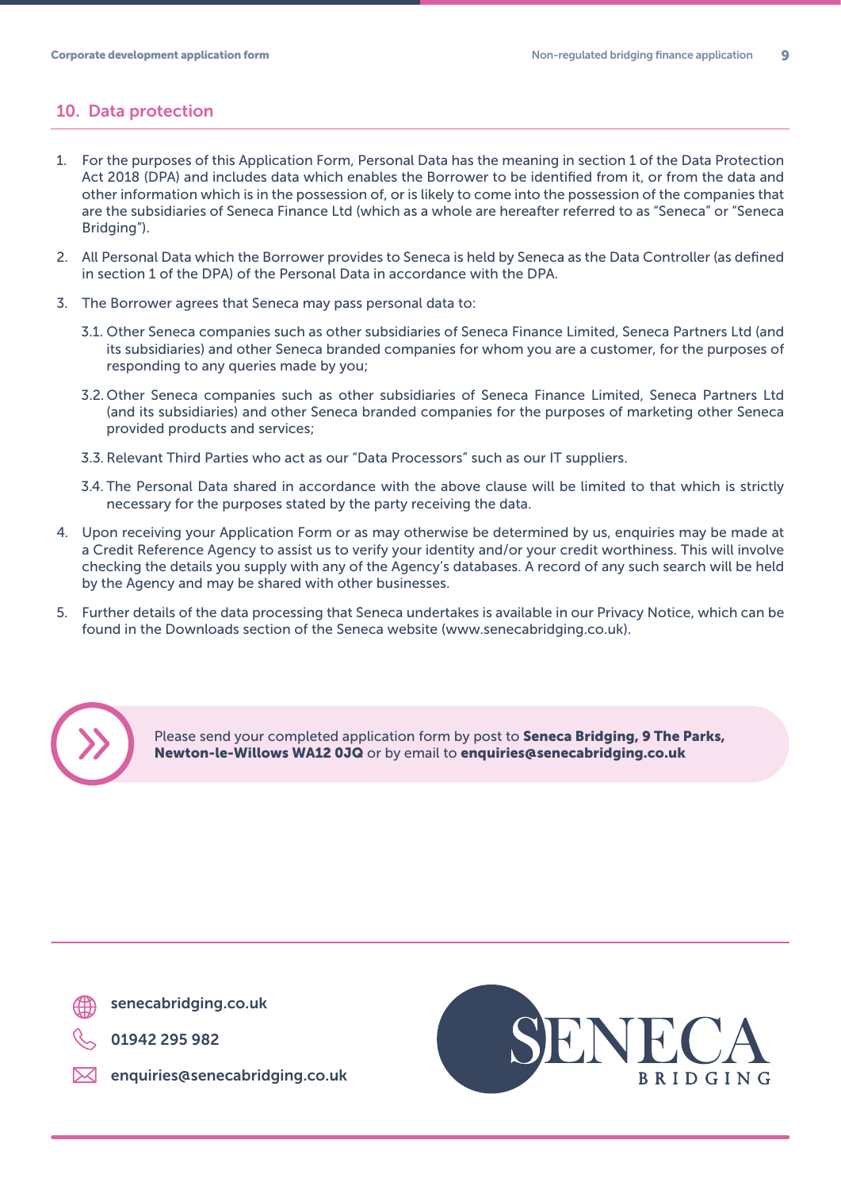## 10. Data protection

1. For the purposes of this Application Form, Personal Data has the meaning in section 1 of the Data Protection Act 2018 (DPA) and includes data which enables the Borrower to be identified from it, or from the data and other information which is in the possession of, or is likely to come into the possession of the companies that are the subsidiaries of Seneca Finance Ltd (which as a whole are hereafter referred to as "Seneca" or "Seneca Bridging").
2. All Personal Data which the Borrower provides to Seneca is held by Seneca as the Data Controller (as defined in section 1 of the DPA) of the Personal Data in accordance with the DPA.
3. The Borrower agrees that Seneca may pass personal data to:
   - 3.1. Other Seneca companies such as other subsidiaries of Seneca Finance Limited, Seneca Partners Ltd (and its subsidiaries) and other Seneca branded companies for whom you are a customer, for the purposes of responding to any queries made by you;
   - 3.2. Other Seneca companies such as other subsidiaries of Seneca Finance Limited, Seneca Partners Ltd (and its subsidiaries) and other Seneca branded companies for the purposes of marketing other Seneca provided products and services;
   - 3.3. Relevant Third Parties who act as our "Data Processors" such as our IT suppliers.
   - 3.4. The Personal Data shared in accordance with the above clause will be limited to that which is strictly necessary for the purposes stated by the party receiving the data.
4. Upon receiving your Application Form or as may otherwise be determined by us, enquiries may be made at a Credit Reference Agency to assist us to verify your identity and/or your credit worthiness. This will involve checking the details you supply with any of the Agency's databases. A record of any such search will be held by the Agency and may be shared with other businesses.
5. Further details of the data processing that Seneca undertakes is available in our Privacy Notice, which can be found in the Downloads section of the Seneca website (www.senecabridging.co.uk).

Please send your completed application form by post to **Seneca Bridging, 9 The Parks, Newton-le-Willows WA12 0JQ** or by email to **enquiries@senecabridging.co.uk**

senecabridging.co.uk

01942 295 982

enquiries@senecabridging.co.uk

SENECA BRIDGING